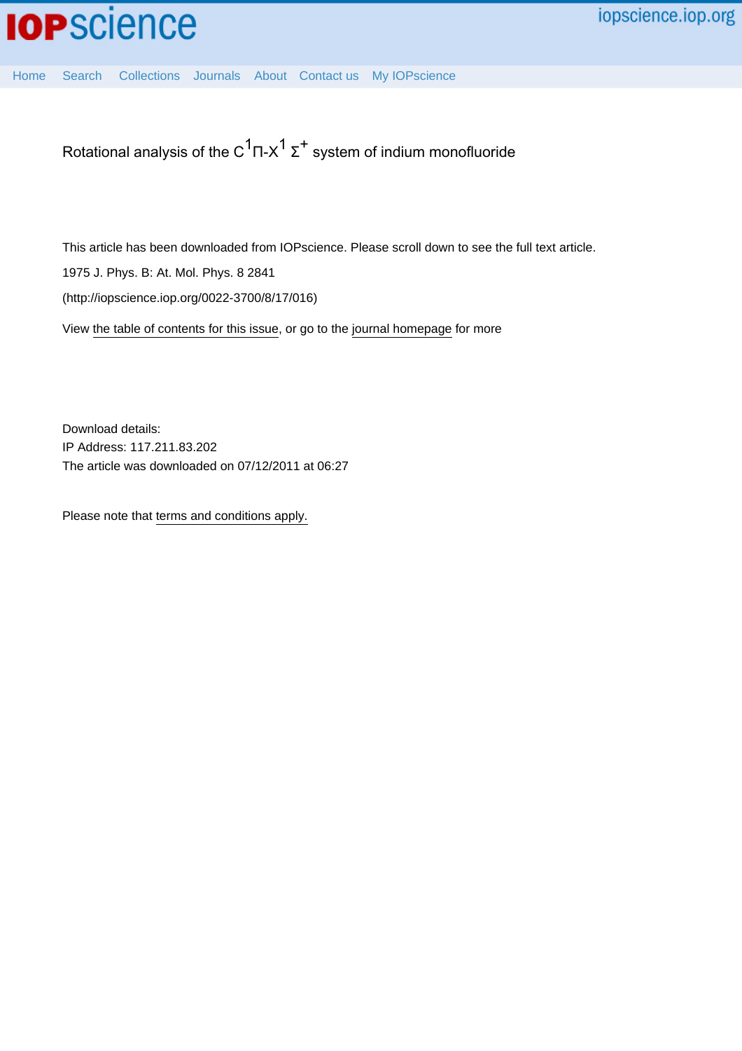# Rotational analysis of the $C^1\Pi$-$X^1\Sigma^+$ system of indium monofluoride

This article has been downloaded from IOPscience. Please scroll down to see the full text article.

1975 J. Phys. B: At. Mol. Phys. 8 2841

(http://iopscience.iop.org/0022-3700/8/17/016)

View the table of contents for this issue, or go to the journal homepage for more

Download details:
IP Address: 117.211.83.202
The article was downloaded on 07/12/2011 at 06:27

Please note that terms and conditions apply.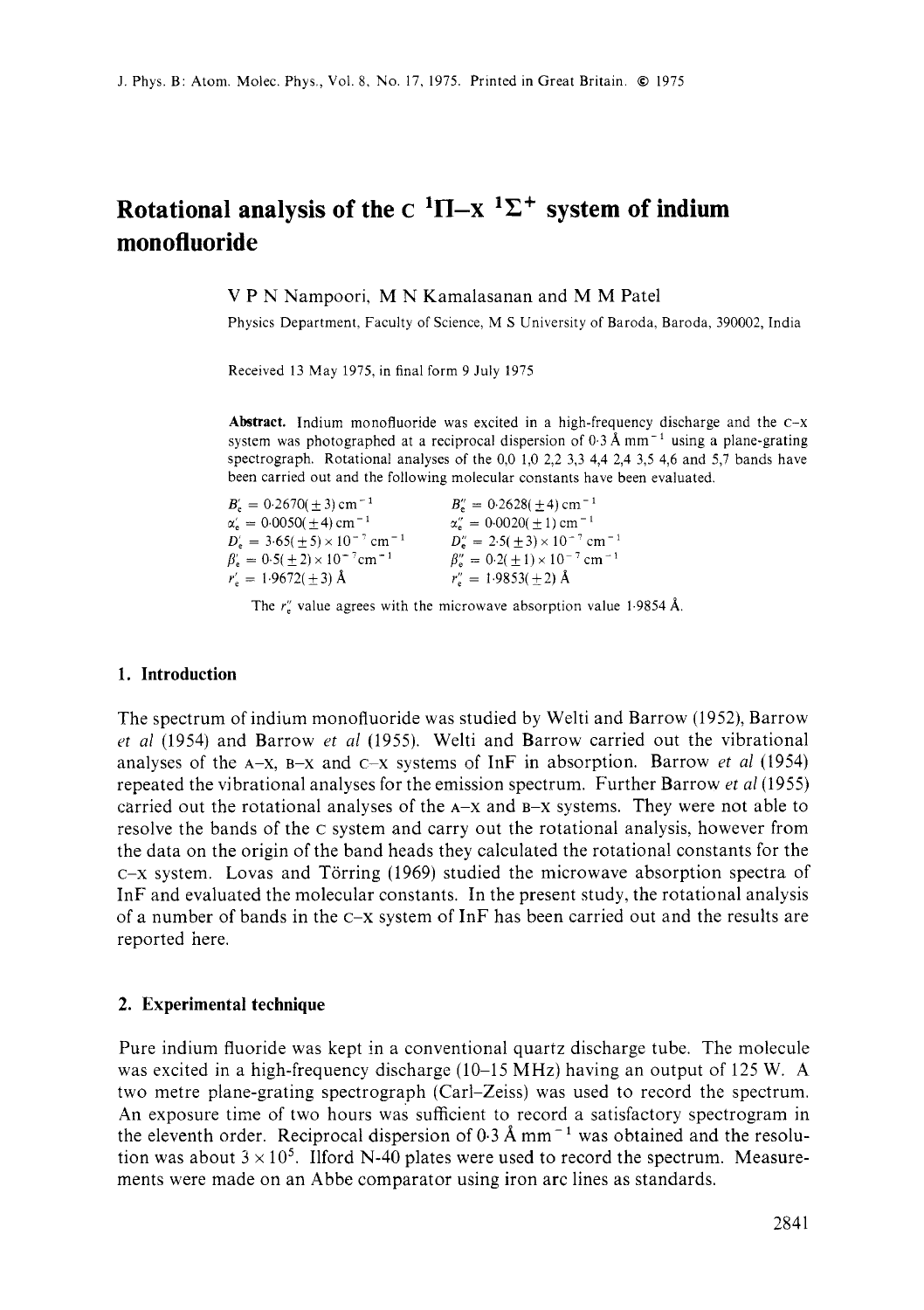# Rotational analysis of the C $^1\Pi$–X $^1\Sigma^+$ system of indium monofluoride

V P N Nampoori, M N Kamalasanan and M M Patel

Physics Department, Faculty of Science, M S University of Baroda, Baroda, 390002, India

Received 13 May 1975, in final form 9 July 1975

**Abstract.** Indium monofluoride was excited in a high-frequency discharge and the C–X system was photographed at a reciprocal dispersion of 0·3 Å $\mathrm{mm}^{-1}$ using a plane-grating spectrograph. Rotational analyses of the 0,0 1,0 2,2 3,3 4,4 2,4 3,5 4,6 and 5,7 bands have been carried out and the following molecular constants have been evaluated.

| | |
|---|---|
| $B'_e = 0{\cdot}2670(\pm 3)\ \mathrm{cm}^{-1}$ | $B''_e = 0{\cdot}2628(\pm 4)\ \mathrm{cm}^{-1}$ |
| $\alpha'_e = 0{\cdot}0050(\pm 4)\ \mathrm{cm}^{-1}$ | $\alpha''_e = 0{\cdot}0020(\pm 1)\ \mathrm{cm}^{-1}$ |
| $D'_e = 3{\cdot}65(\pm 5)\times 10^{-7}\ \mathrm{cm}^{-1}$ | $D''_e = 2{\cdot}5(\pm 3)\times 10^{-7}\ \mathrm{cm}^{-1}$ |
| $\beta'_e = 0{\cdot}5(\pm 2)\times 10^{-7}\ \mathrm{cm}^{-1}$ | $\beta''_e = 0{\cdot}2(\pm 1)\times 10^{-7}\ \mathrm{cm}^{-1}$ |
| $r'_e = 1{\cdot}9672(\pm 3)$ Å | $r''_e = 1{\cdot}9853(\pm 2)$ Å |

The $r''_e$ value agrees with the microwave absorption value 1·9854 Å.

## 1. Introduction

The spectrum of indium monofluoride was studied by Welti and Barrow (1952), Barrow *et al* (1954) and Barrow *et al* (1955). Welti and Barrow carried out the vibrational analyses of the A–X, B–X and C–X systems of InF in absorption. Barrow *et al* (1954) repeated the vibrational analyses for the emission spectrum. Further Barrow *et al* (1955) carried out the rotational analyses of the A–X and B–X systems. They were not able to resolve the bands of the C system and carry out the rotational analysis, however from the data on the origin of the band heads they calculated the rotational constants for the C–X system. Lovas and Törring (1969) studied the microwave absorption spectra of InF and evaluated the molecular constants. In the present study, the rotational analysis of a number of bands in the C–X system of InF has been carried out and the results are reported here.

## 2. Experimental technique

Pure indium fluoride was kept in a conventional quartz discharge tube. The molecule was excited in a high-frequency discharge (10–15 MHz) having an output of 125 W. A two metre plane-grating spectrograph (Carl–Zeiss) was used to record the spectrum. An exposure time of two hours was sufficient to record a satisfactory spectrogram in the eleventh order. Reciprocal dispersion of 0·3 Å $\mathrm{mm}^{-1}$ was obtained and the resolution was about $3\times 10^5$. Ilford N-40 plates were used to record the spectrum. Measurements were made on an Abbe comparator using iron arc lines as standards.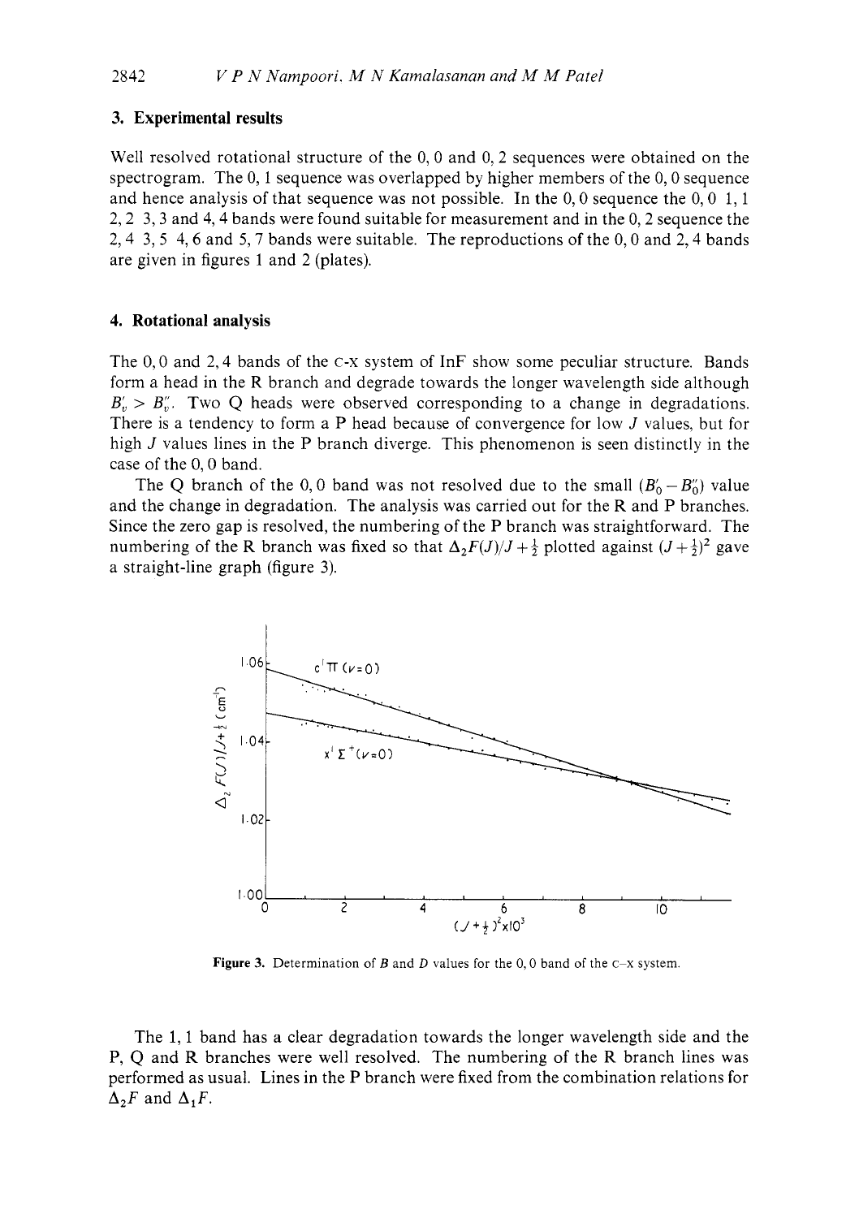## 3. Experimental results

Well resolved rotational structure of the 0, 0 and 0, 2 sequences were obtained on the spectrogram. The 0, 1 sequence was overlapped by higher members of the 0, 0 sequence and hence analysis of that sequence was not possible. In the 0, 0 sequence the 0, 0 1, 1 2, 2 3, 3 and 4, 4 bands were found suitable for measurement and in the 0, 2 sequence the 2, 4 3, 5 4, 6 and 5, 7 bands were suitable. The reproductions of the 0, 0 and 2, 4 bands are given in figures 1 and 2 (plates).

## 4. Rotational analysis

The 0, 0 and 2, 4 bands of the C-X system of InF show some peculiar structure. Bands form a head in the R branch and degrade towards the longer wavelength side although $B'_v > B''_v$. Two Q heads were observed corresponding to a change in degradations. There is a tendency to form a P head because of convergence for low $J$ values, but for high $J$ values lines in the P branch diverge. This phenomenon is seen distinctly in the case of the 0, 0 band.

The Q branch of the 0, 0 band was not resolved due to the small $(B'_0 - B''_0)$ value and the change in degradation. The analysis was carried out for the R and P branches. Since the zero gap is resolved, the numbering of the P branch was straightforward. The numbering of the R branch was fixed so that $\Delta_2 F(J)/J + \frac{1}{2}$ plotted against $(J + \frac{1}{2})^2$ gave a straight-line graph (figure 3).

**Figure 3.** Determination of $B$ and $D$ values for the 0, 0 band of the C–X system.

The 1, 1 band has a clear degradation towards the longer wavelength side and the P, Q and R branches were well resolved. The numbering of the R branch lines was performed as usual. Lines in the P branch were fixed from the combination relations for $\Delta_2 F$ and $\Delta_1 F$.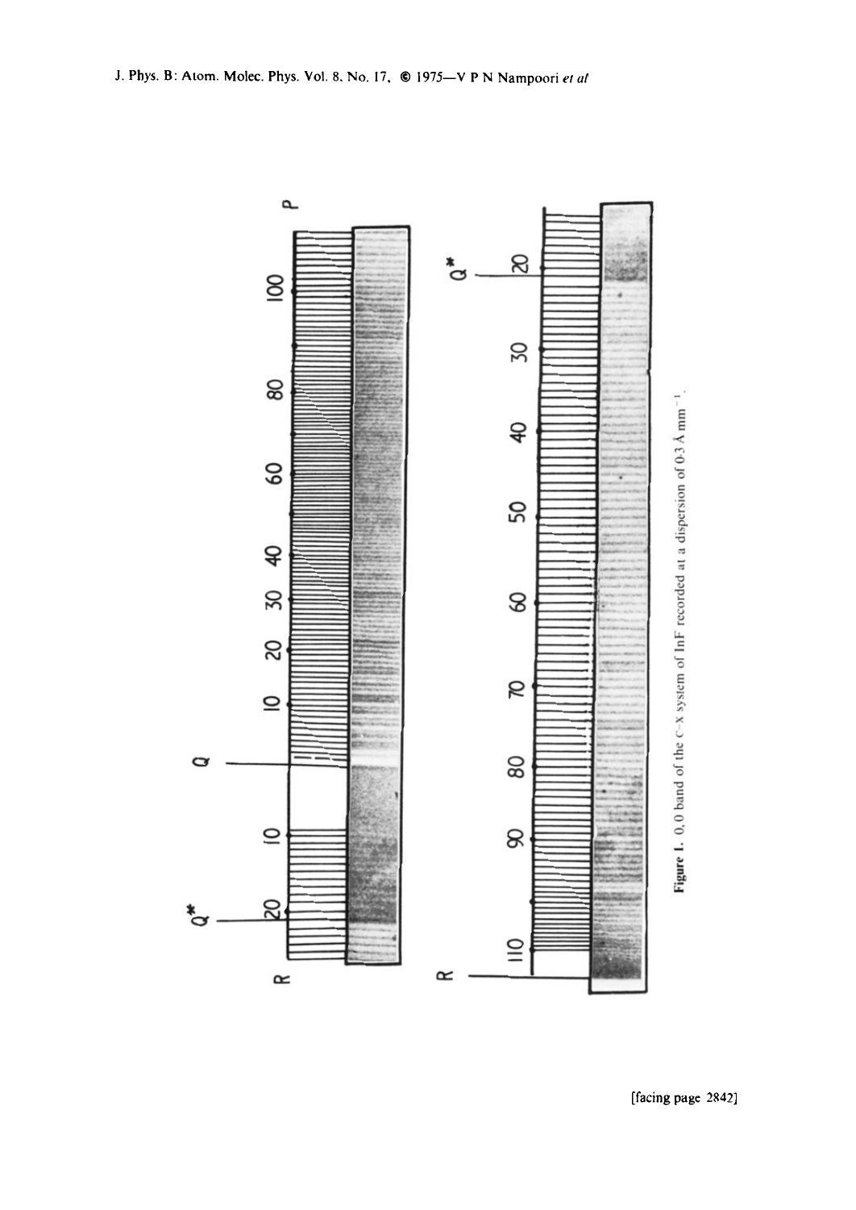**Figure 1.** 0, 0 band of the C–X system of InF recorded at a dispersion of 0·3 Å mm$^{-1}$.

[facing page 2842]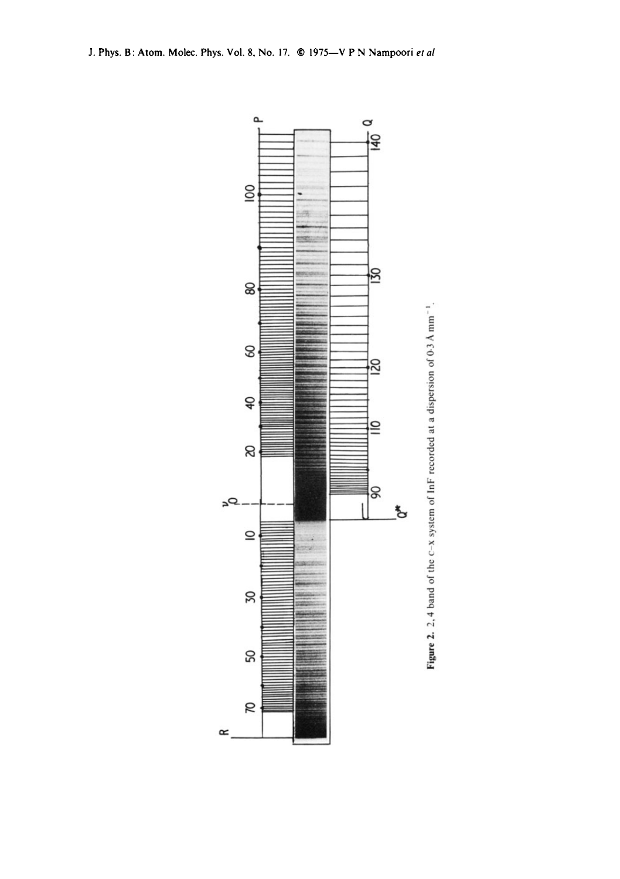**Figure 2.** 2, 4 band of the C–X system of InF recorded at a dispersion of 0·3 Å mm$^{-1}$.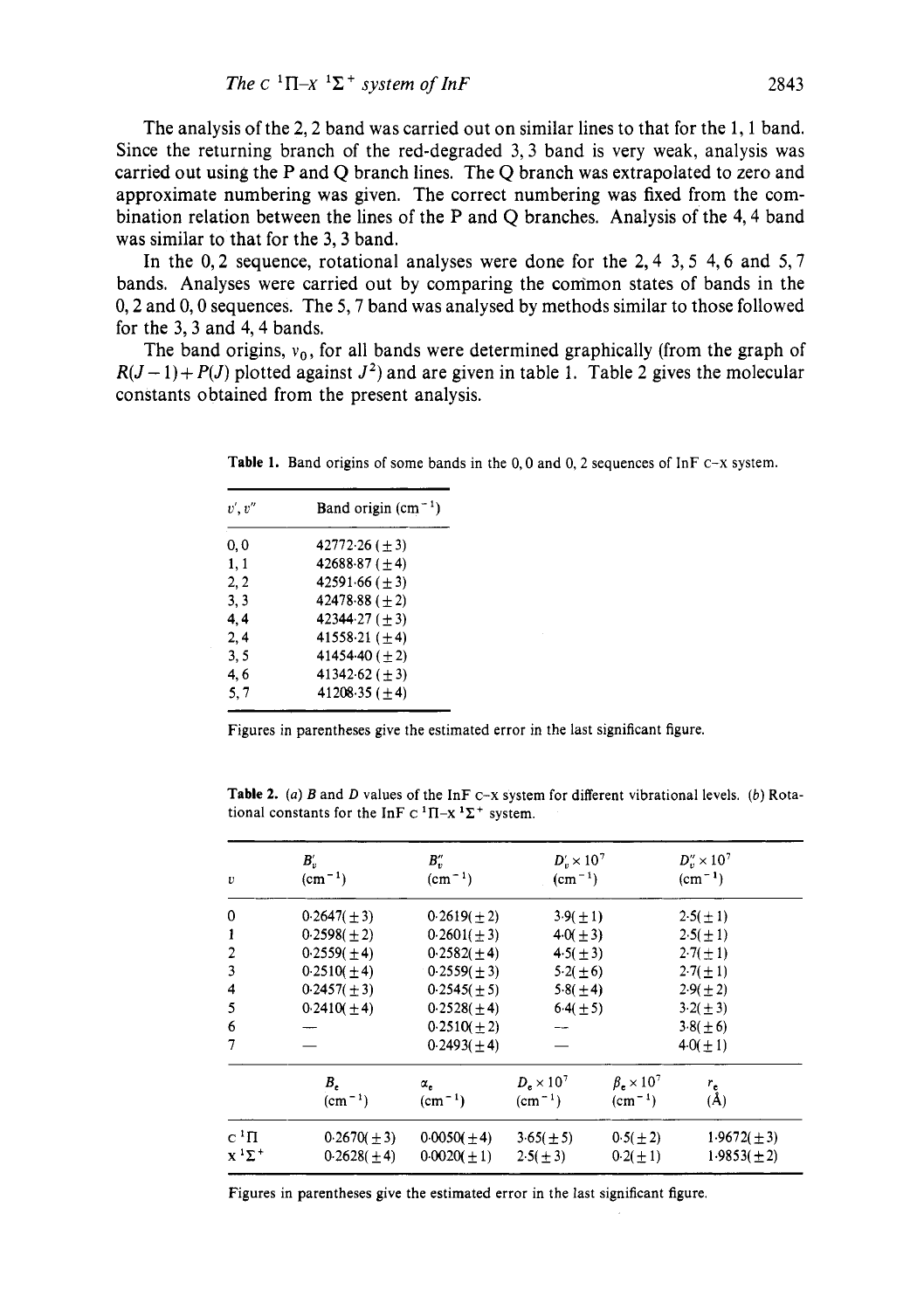The analysis of the 2, 2 band was carried out on similar lines to that for the 1, 1 band. Since the returning branch of the red-degraded 3, 3 band is very weak, analysis was carried out using the P and Q branch lines. The Q branch was extrapolated to zero and approximate numbering was given. The correct numbering was fixed from the combination relation between the lines of the P and Q branches. Analysis of the 4, 4 band was similar to that for the 3, 3 band.

In the 0, 2 sequence, rotational analyses were done for the 2, 4 3, 5 4, 6 and 5, 7 bands. Analyses were carried out by comparing the common states of bands in the 0, 2 and 0, 0 sequences. The 5, 7 band was analysed by methods similar to those followed for the 3, 3 and 4, 4 bands.

The band origins, $\nu_0$, for all bands were determined graphically (from the graph of $R(J-1)+P(J)$ plotted against $J^2$) and are given in table 1. Table 2 gives the molecular constants obtained from the present analysis.

**Table 1.** Band origins of some bands in the 0, 0 and 0, 2 sequences of InF C–X system.

| $v'$, $v''$ | Band origin ($\mathrm{cm}^{-1}$) |
|---|---|
| 0, 0 | 42772·26 (±3) |
| 1, 1 | 42688·87 (±4) |
| 2, 2 | 42591·66 (±3) |
| 3, 3 | 42478·88 (±2) |
| 4, 4 | 42344·27 (±3) |
| 2, 4 | 41558·21 (±4) |
| 3, 5 | 41454·40 (±2) |
| 4, 6 | 41342·62 (±3) |
| 5, 7 | 41208·35 (±4) |

Figures in parentheses give the estimated error in the last significant figure.

**Table 2.** (*a*) *B* and *D* values of the InF C–X system for different vibrational levels. (*b*) Rotational constants for the InF C $^1\Pi$–X $^1\Sigma^+$ system.

| $v$ | $B'_v$ ($\mathrm{cm}^{-1}$) | $B''_v$ ($\mathrm{cm}^{-1}$) | $D'_v \times 10^7$ ($\mathrm{cm}^{-1}$) | $D''_v \times 10^7$ ($\mathrm{cm}^{-1}$) |
|---|---|---|---|---|
| 0 | 0·2647(±3) | 0·2619(±2) | 3·9(±1) | 2·5(±1) |
| 1 | 0·2598(±2) | 0·2601(±3) | 4·0(±3) | 2·5(±1) |
| 2 | 0·2559(±4) | 0·2582(±4) | 4·5(±3) | 2·7(±1) |
| 3 | 0·2510(±4) | 0·2559(±3) | 5·2(±6) | 2·7(±1) |
| 4 | 0·2457(±3) | 0·2545(±5) | 5·8(±4) | 2·9(±2) |
| 5 | 0·2410(±4) | 0·2528(±4) | 6·4(±5) | 3·2(±3) |
| 6 | — | 0·2510(±2) | — | 3·8(±6) |
| 7 | — | 0·2493(±4) | — | 4·0(±1) |

| | $B_e$ ($\mathrm{cm}^{-1}$) | $\alpha_e$ ($\mathrm{cm}^{-1}$) | $D_e \times 10^7$ ($\mathrm{cm}^{-1}$) | $\beta_e \times 10^7$ ($\mathrm{cm}^{-1}$) | $r_e$ (Å) |
|---|---|---|---|---|---|
| C $^1\Pi$ | 0·2670(±3) | 0·0050(±4) | 3·65(±5) | 0·5(±2) | 1·9672(±3) |
| X $^1\Sigma^+$ | 0·2628(±4) | 0·0020(±1) | 2·5(±3) | 0·2(±1) | 1·9853(±2) |

Figures in parentheses give the estimated error in the last significant figure.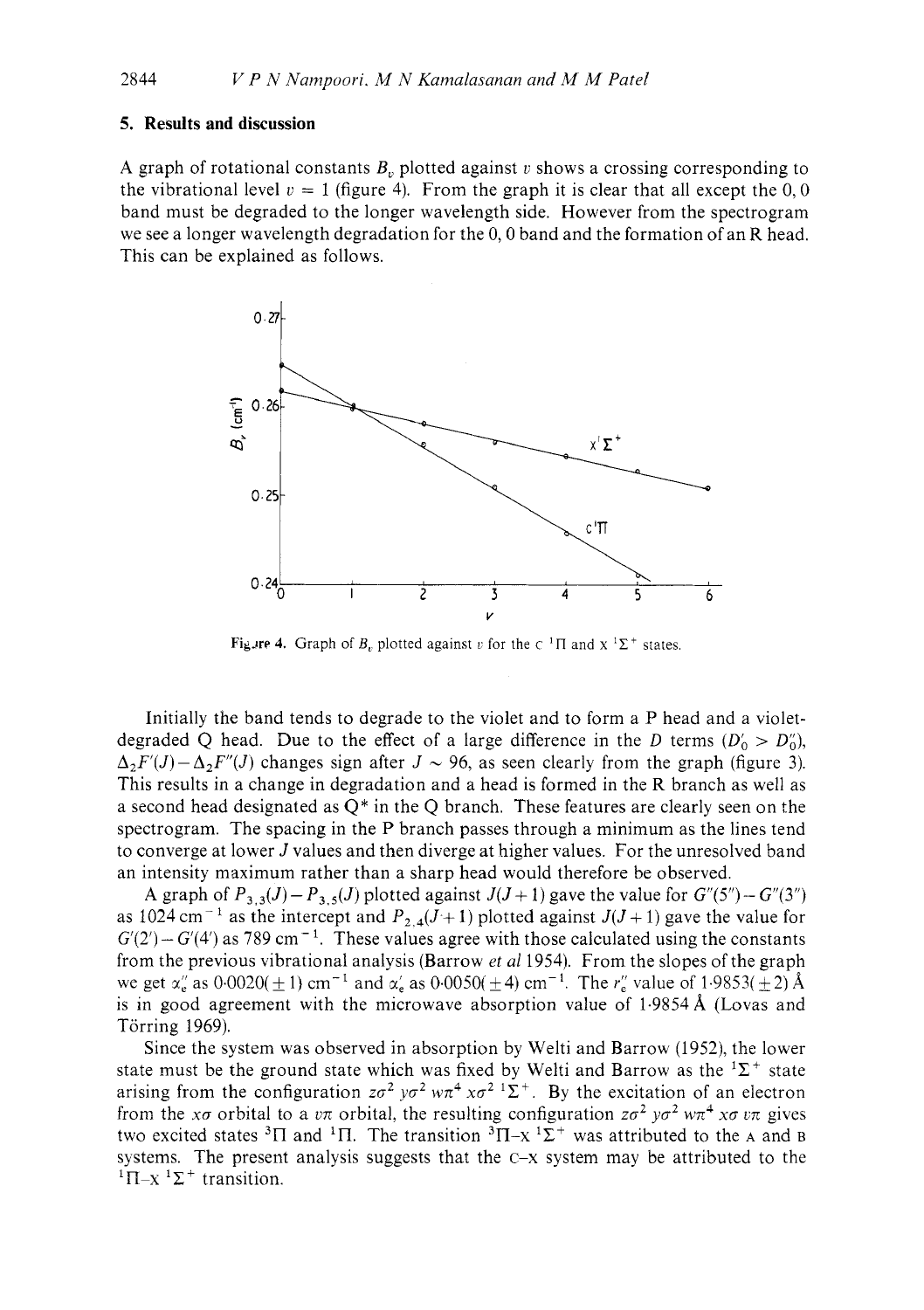## 5. Results and discussion

A graph of rotational constants $B_v$ plotted against $v$ shows a crossing corresponding to the vibrational level $v = 1$ (figure 4). From the graph it is clear that all except the 0, 0 band must be degraded to the longer wavelength side. However from the spectrogram we see a longer wavelength degradation for the 0, 0 band and the formation of an R head. This can be explained as follows.

Figure 4. Graph of $B_v$ plotted against $v$ for the c $^1\Pi$ and X $^1\Sigma^+$ states.

Initially the band tends to degrade to the violet and to form a P head and a violet-degraded Q head. Due to the effect of a large difference in the $D$ terms ($D'_0 > D''_0$), $\Delta_2 F'(J) - \Delta_2 F''(J)$ changes sign after $J \sim 96$, as seen clearly from the graph (figure 3). This results in a change in degradation and a head is formed in the R branch as well as a second head designated as Q* in the Q branch. These features are clearly seen on the spectrogram. The spacing in the P branch passes through a minimum as the lines tend to converge at lower $J$ values and then diverge at higher values. For the unresolved band an intensity maximum rather than a sharp head would therefore be observed.

A graph of $P_{3,3}(J) - P_{3,5}(J)$ plotted against $J(J+1)$ gave the value for $G''(5'') - G''(3'')$ as 1024 cm$^{-1}$ as the intercept and $P_{2,4}(J+1)$ plotted against $J(J+1)$ gave the value for $G'(2') - G'(4')$ as 789 cm$^{-1}$. These values agree with those calculated using the constants from the previous vibrational analysis (Barrow *et al* 1954). From the slopes of the graph we get $\alpha''_e$ as 0·0020($\pm 1$) cm$^{-1}$ and $\alpha'_e$ as 0·0050($\pm 4$) cm$^{-1}$. The $r''_e$ value of 1·9853($\pm 2$) Å is in good agreement with the microwave absorption value of 1·9854 Å (Lovas and Törring 1969).

Since the system was observed in absorption by Welti and Barrow (1952), the lower state must be the ground state which was fixed by Welti and Barrow as the $^1\Sigma^+$ state arising from the configuration $z\sigma^2\, y\sigma^2\, w\pi^4\, x\sigma^2\ ^1\Sigma^+$. By the excitation of an electron from the $x\sigma$ orbital to a $v\pi$ orbital, the resulting configuration $z\sigma^2\, y\sigma^2\, w\pi^4\, x\sigma\, v\pi$ gives two excited states $^3\Pi$ and $^1\Pi$. The transition $^3\Pi$–X $^1\Sigma^+$ was attributed to the A and B systems. The present analysis suggests that the C–X system may be attributed to the $^1\Pi$–X $^1\Sigma^+$ transition.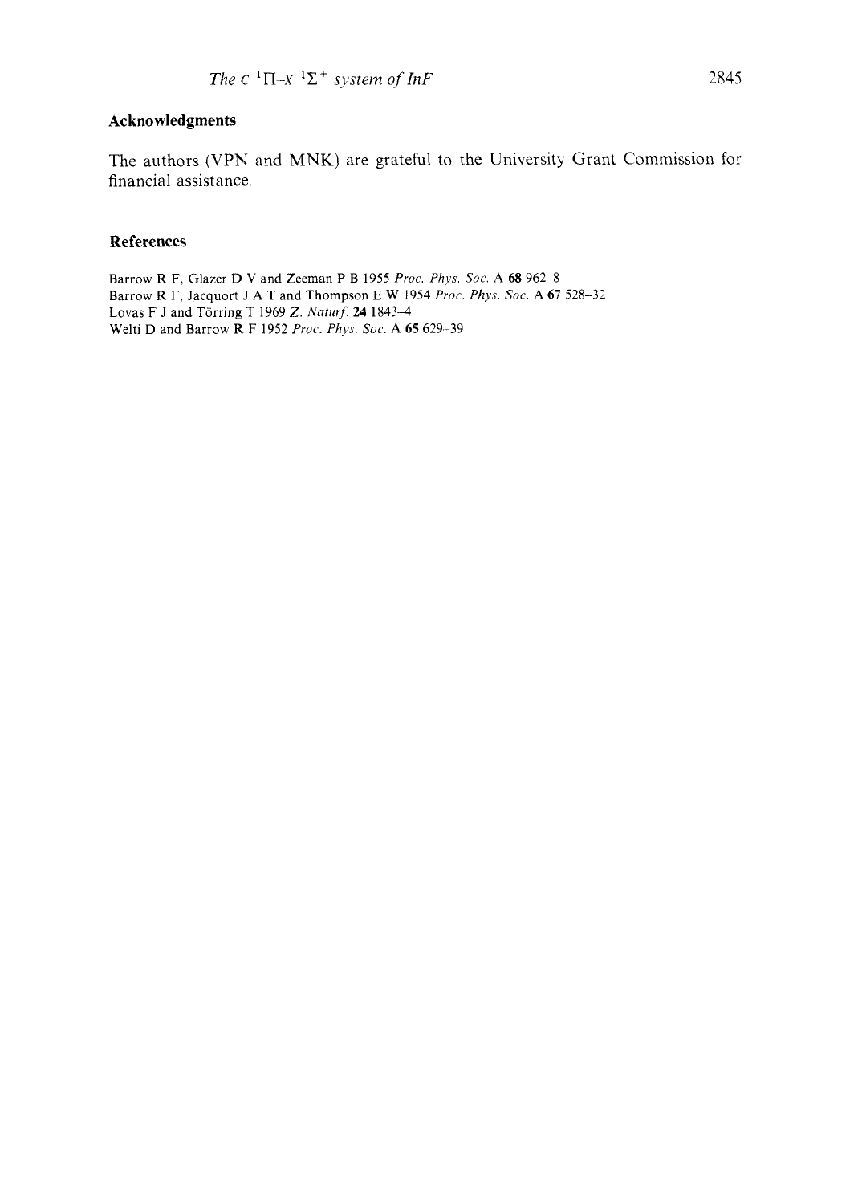## Acknowledgments

The authors (VPN and MNK) are grateful to the University Grant Commission for financial assistance.

## References

Barrow R F, Glazer D V and Zeeman P B 1955 *Proc. Phys. Soc.* A **68** 962–8
Barrow R F, Jacquort J A T and Thompson E W 1954 *Proc. Phys. Soc.* A **67** 528–32
Lovas F J and Törring T 1969 *Z. Naturf.* **24** 1843–4
Welti D and Barrow R F 1952 *Proc. Phys. Soc.* A **65** 629–39